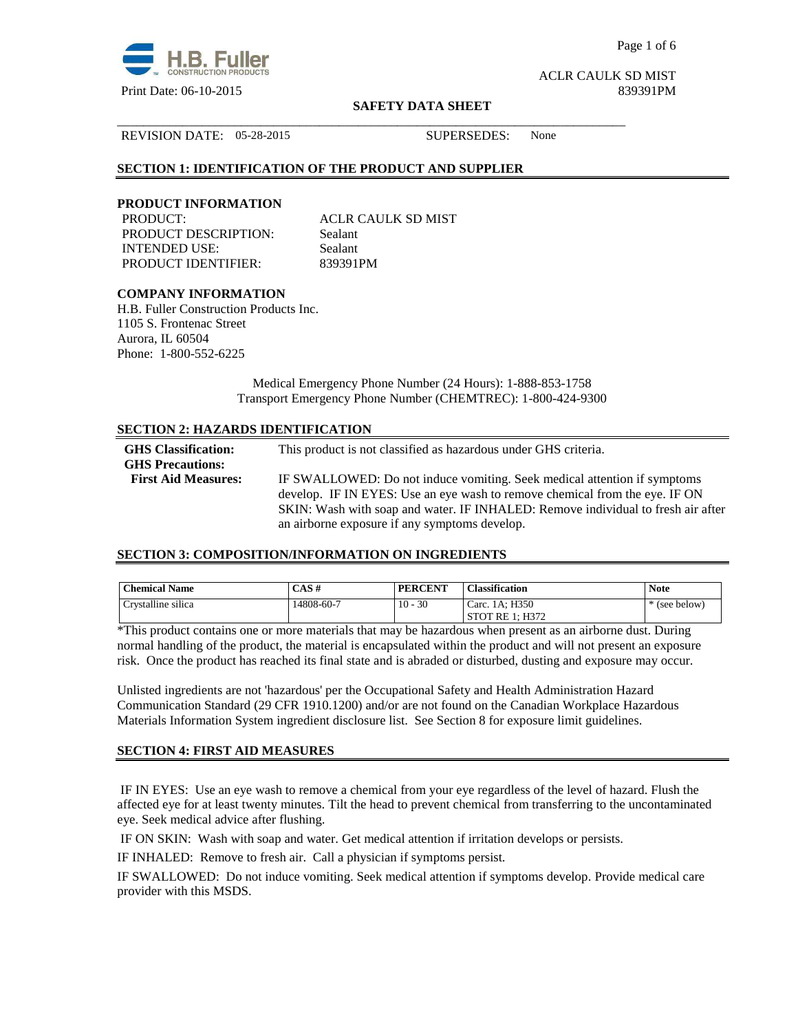ACLR CAULK SD MIST

Print Date: 06-10-2015 839391PM

**SAFETY DATA SHEET**

REVISION DATE: 05-28-2015 SUPERSEDES: None

## SECTION 1: IDENTIFICATION OF THE PRODUCT AND SUPPLIER

### PRODUCT INFORMATION

| | |
|---|---|
| PRODUCT: | ACLR CAULK SD MIST |
| PRODUCT DESCRIPTION: | Sealant |
| INTENDED USE: | Sealant |
| PRODUCT IDENTIFIER: | 839391PM |

### COMPANY INFORMATION

H.B. Fuller Construction Products Inc.
1105 S. Frontenac Street
Aurora, IL 60504
Phone: 1-800-552-6225

Medical Emergency Phone Number (24 Hours): 1-888-853-1758
Transport Emergency Phone Number (CHEMTREC): 1-800-424-9300

## SECTION 2: HAZARDS IDENTIFICATION

| | |
|---|---|
| **GHS Classification:** | This product is not classified as hazardous under GHS criteria. |
| **GHS Precautions:** | |
| **First Aid Measures:** | IF SWALLOWED: Do not induce vomiting. Seek medical attention if symptoms develop. IF IN EYES: Use an eye wash to remove chemical from the eye. IF ON SKIN: Wash with soap and water. IF INHALED: Remove individual to fresh air after an airborne exposure if any symptoms develop. |

## SECTION 3: COMPOSITION/INFORMATION ON INGREDIENTS

| Chemical Name | CAS # | PERCENT | Classification | Note |
|---|---|---|---|---|
| Crystalline silica | 14808-60-7 | 10 - 30 | Carc. 1A; H350<br>STOT RE 1; H372 | * (see below) |

*This product contains one or more materials that may be hazardous when present as an airborne dust. During normal handling of the product, the material is encapsulated within the product and will not present an exposure risk. Once the product has reached its final state and is abraded or disturbed, dusting and exposure may occur.

Unlisted ingredients are not 'hazardous' per the Occupational Safety and Health Administration Hazard Communication Standard (29 CFR 1910.1200) and/or are not found on the Canadian Workplace Hazardous Materials Information System ingredient disclosure list. See Section 8 for exposure limit guidelines.

## SECTION 4: FIRST AID MEASURES

IF IN EYES: Use an eye wash to remove a chemical from your eye regardless of the level of hazard. Flush the affected eye for at least twenty minutes. Tilt the head to prevent chemical from transferring to the uncontaminated eye. Seek medical advice after flushing.

IF ON SKIN: Wash with soap and water. Get medical attention if irritation develops or persists.

IF INHALED: Remove to fresh air. Call a physician if symptoms persist.

IF SWALLOWED: Do not induce vomiting. Seek medical attention if symptoms develop. Provide medical care provider with this MSDS.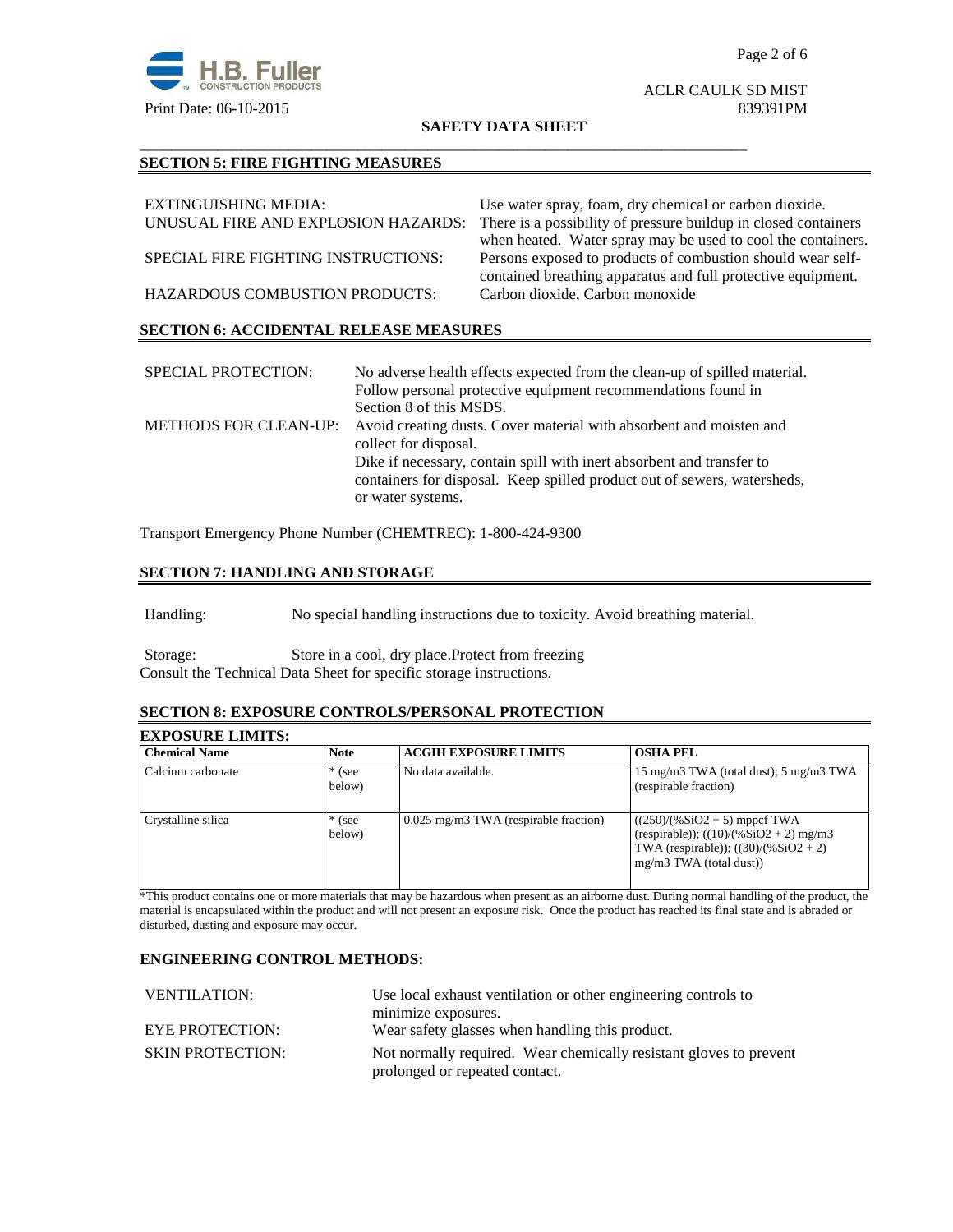## SECTION 5: FIRE FIGHTING MEASURES

| | |
|---|---|
| EXTINGUISHING MEDIA: | Use water spray, foam, dry chemical or carbon dioxide. |
| UNUSUAL FIRE AND EXPLOSION HAZARDS: | There is a possibility of pressure buildup in closed containers when heated. Water spray may be used to cool the containers. |
| SPECIAL FIRE FIGHTING INSTRUCTIONS: | Persons exposed to products of combustion should wear self-contained breathing apparatus and full protective equipment. |
| HAZARDOUS COMBUSTION PRODUCTS: | Carbon dioxide, Carbon monoxide |

## SECTION 6: ACCIDENTAL RELEASE MEASURES

| | |
|---|---|
| SPECIAL PROTECTION: | No adverse health effects expected from the clean-up of spilled material. Follow personal protective equipment recommendations found in Section 8 of this MSDS. |
| METHODS FOR CLEAN-UP: | Avoid creating dusts. Cover material with absorbent and moisten and collect for disposal.<br>Dike if necessary, contain spill with inert absorbent and transfer to containers for disposal. Keep spilled product out of sewers, watersheds, or water systems. |

Transport Emergency Phone Number (CHEMTREC): 1-800-424-9300

## SECTION 7: HANDLING AND STORAGE

Handling: No special handling instructions due to toxicity. Avoid breathing material.

Storage: Store in a cool, dry place.Protect from freezing
Consult the Technical Data Sheet for specific storage instructions.

## SECTION 8: EXPOSURE CONTROLS/PERSONAL PROTECTION

### EXPOSURE LIMITS:

| Chemical Name | Note | ACGIH EXPOSURE LIMITS | OSHA PEL |
|---|---|---|---|
| Calcium carbonate | * (see below) | No data available. | 15 mg/m3 TWA (total dust); 5 mg/m3 TWA (respirable fraction) |
| Crystalline silica | * (see below) | 0.025 mg/m3 TWA (respirable fraction) | ((250)/(%SiO2 + 5) mppcf TWA (respirable)); ((10)/(%SiO2 + 2) mg/m3 TWA (respirable)); ((30)/(%SiO2 + 2) mg/m3 TWA (total dust)) |

*This product contains one or more materials that may be hazardous when present as an airborne dust. During normal handling of the product, the material is encapsulated within the product and will not present an exposure risk. Once the product has reached its final state and is abraded or disturbed, dusting and exposure may occur.

### ENGINEERING CONTROL METHODS:

| | |
|---|---|
| VENTILATION: | Use local exhaust ventilation or other engineering controls to minimize exposures. |
| EYE PROTECTION: | Wear safety glasses when handling this product. |
| SKIN PROTECTION: | Not normally required. Wear chemically resistant gloves to prevent prolonged or repeated contact. |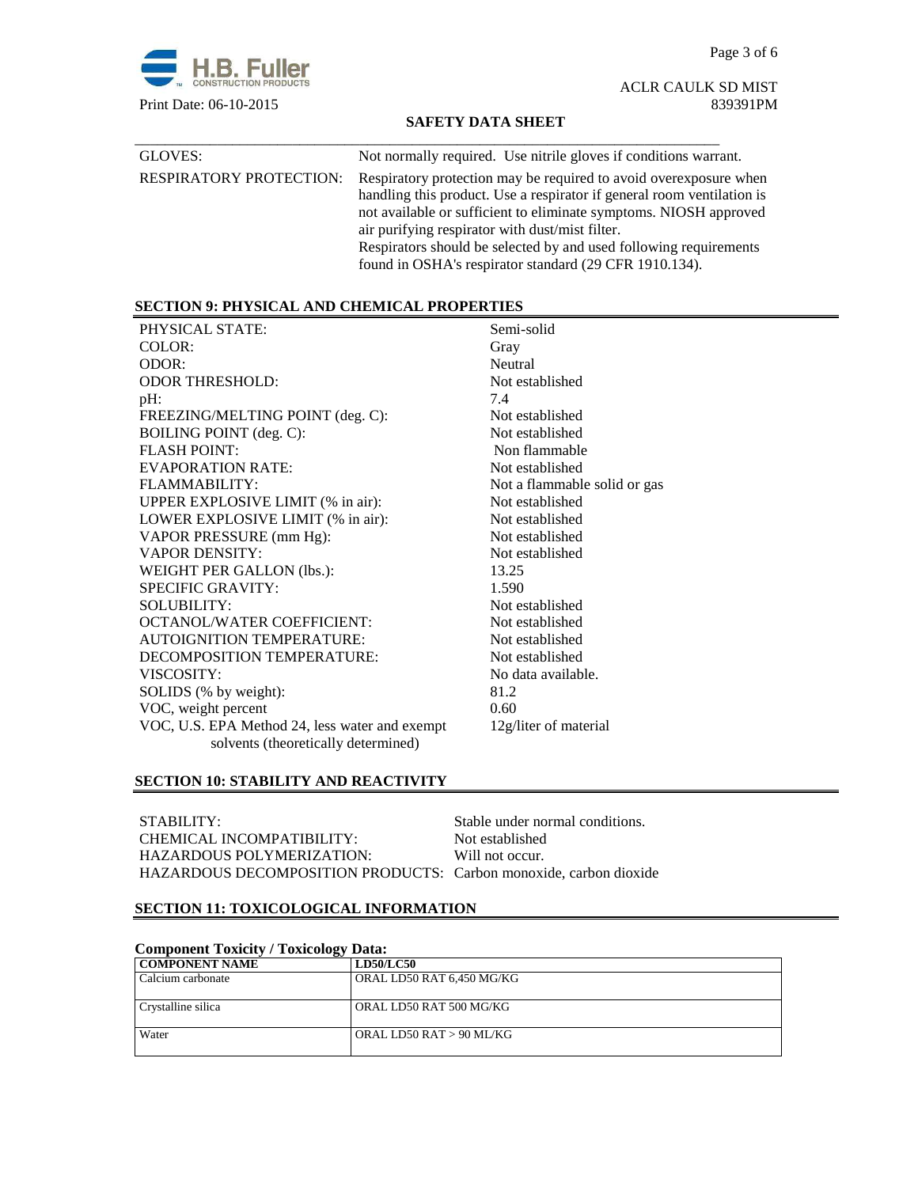| | |
|---|---|
| GLOVES: | Not normally required. Use nitrile gloves if conditions warrant. |
| RESPIRATORY PROTECTION: | Respiratory protection may be required to avoid overexposure when handling this product. Use a respirator if general room ventilation is not available or sufficient to eliminate symptoms. NIOSH approved air purifying respirator with dust/mist filter. Respirators should be selected by and used following requirements found in OSHA's respirator standard (29 CFR 1910.134). |

## SECTION 9: PHYSICAL AND CHEMICAL PROPERTIES

| | |
|---|---|
| PHYSICAL STATE: | Semi-solid |
| COLOR: | Gray |
| ODOR: | Neutral |
| ODOR THRESHOLD: | Not established |
| pH: | 7.4 |
| FREEZING/MELTING POINT (deg. C): | Not established |
| BOILING POINT (deg. C): | Not established |
| FLASH POINT: | Non flammable |
| EVAPORATION RATE: | Not established |
| FLAMMABILITY: | Not a flammable solid or gas |
| UPPER EXPLOSIVE LIMIT (% in air): | Not established |
| LOWER EXPLOSIVE LIMIT (% in air): | Not established |
| VAPOR PRESSURE (mm Hg): | Not established |
| VAPOR DENSITY: | Not established |
| WEIGHT PER GALLON (lbs.): | 13.25 |
| SPECIFIC GRAVITY: | 1.590 |
| SOLUBILITY: | Not established |
| OCTANOL/WATER COEFFICIENT: | Not established |
| AUTOIGNITION TEMPERATURE: | Not established |
| DECOMPOSITION TEMPERATURE: | Not established |
| VISCOSITY: | No data available. |
| SOLIDS (% by weight): | 81.2 |
| VOC, weight percent | 0.60 |
| VOC, U.S. EPA Method 24, less water and exempt solvents (theoretically determined) | 12g/liter of material |

## SECTION 10: STABILITY AND REACTIVITY

| | |
|---|---|
| STABILITY: | Stable under normal conditions. |
| CHEMICAL INCOMPATIBILITY: | Not established |
| HAZARDOUS POLYMERIZATION: | Will not occur. |
| HAZARDOUS DECOMPOSITION PRODUCTS: | Carbon monoxide, carbon dioxide |

## SECTION 11: TOXICOLOGICAL INFORMATION

**Component Toxicity / Toxicology Data:**

| COMPONENT NAME | LD50/LC50 |
|---|---|
| Calcium carbonate | ORAL LD50 RAT 6,450 MG/KG |
| Crystalline silica | ORAL LD50 RAT 500 MG/KG |
| Water | ORAL LD50 RAT > 90 ML/KG |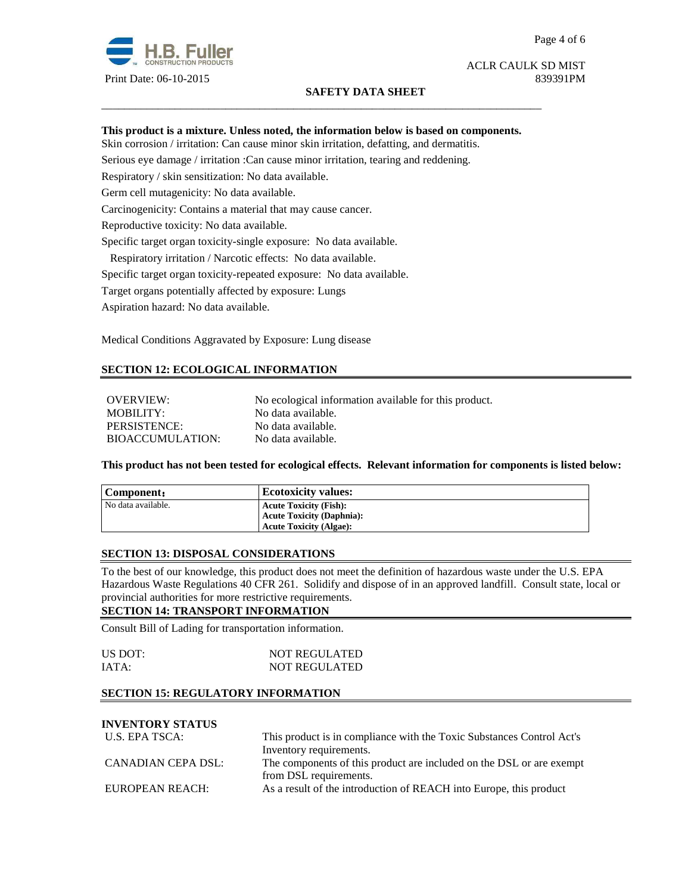**This product is a mixture. Unless noted, the information below is based on components.**

Skin corrosion / irritation: Can cause minor skin irritation, defatting, and dermatitis.

Serious eye damage / irritation :Can cause minor irritation, tearing and reddening.

Respiratory / skin sensitization: No data available.

Germ cell mutagenicity: No data available.

Carcinogenicity: Contains a material that may cause cancer.

Reproductive toxicity: No data available.

Specific target organ toxicity-single exposure: No data available.

Respiratory irritation / Narcotic effects: No data available.

Specific target organ toxicity-repeated exposure: No data available.

Target organs potentially affected by exposure: Lungs

Aspiration hazard: No data available.

Medical Conditions Aggravated by Exposure: Lung disease

## SECTION 12: ECOLOGICAL INFORMATION

| | |
|---|---|
| OVERVIEW: | No ecological information available for this product. |
| MOBILITY: | No data available. |
| PERSISTENCE: | No data available. |
| BIOACCUMULATION: | No data available. |

**This product has not been tested for ecological effects. Relevant information for components is listed below:**

| Component: | Ecotoxicity values: |
|---|---|
| No data available. | **Acute Toxicity (Fish):**<br>**Acute Toxicity (Daphnia):**<br>**Acute Toxicity (Algae):** |

## SECTION 13: DISPOSAL CONSIDERATIONS

To the best of our knowledge, this product does not meet the definition of hazardous waste under the U.S. EPA Hazardous Waste Regulations 40 CFR 261. Solidify and dispose of in an approved landfill. Consult state, local or provincial authorities for more restrictive requirements.

## SECTION 14: TRANSPORT INFORMATION

Consult Bill of Lading for transportation information.

| | |
|---|---|
| US DOT: | NOT REGULATED |
| IATA: | NOT REGULATED |

## SECTION 15: REGULATORY INFORMATION

**INVENTORY STATUS**

| | |
|---|---|
| U.S. EPA TSCA: | This product is in compliance with the Toxic Substances Control Act's Inventory requirements. |
| CANADIAN CEPA DSL: | The components of this product are included on the DSL or are exempt from DSL requirements. |
| EUROPEAN REACH: | As a result of the introduction of REACH into Europe, this product |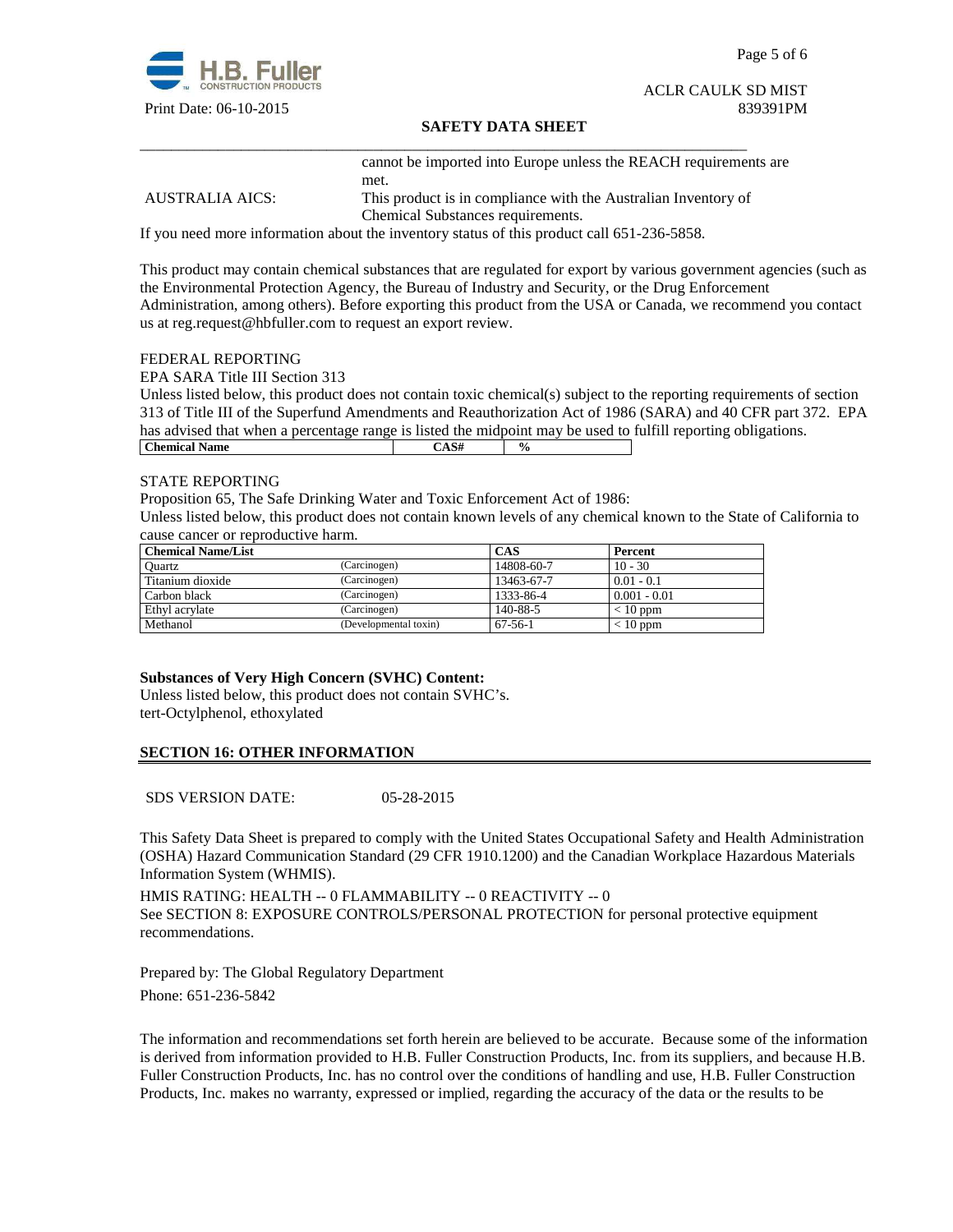cannot be imported into Europe unless the REACH requirements are met.

AUSTRALIA AICS: This product is in compliance with the Australian Inventory of Chemical Substances requirements.

If you need more information about the inventory status of this product call 651-236-5858.

This product may contain chemical substances that are regulated for export by various government agencies (such as the Environmental Protection Agency, the Bureau of Industry and Security, or the Drug Enforcement Administration, among others). Before exporting this product from the USA or Canada, we recommend you contact us at reg.request@hbfuller.com to request an export review.

FEDERAL REPORTING

EPA SARA Title III Section 313

Unless listed below, this product does not contain toxic chemical(s) subject to the reporting requirements of section 313 of Title III of the Superfund Amendments and Reauthorization Act of 1986 (SARA) and 40 CFR part 372. EPA has advised that when a percentage range is listed the midpoint may be used to fulfill reporting obligations.

| Chemical Name | CAS# | % |
|---|---|---|

STATE REPORTING

Proposition 65, The Safe Drinking Water and Toxic Enforcement Act of 1986:

Unless listed below, this product does not contain known levels of any chemical known to the State of California to cause cancer or reproductive harm.

| Chemical Name/List | | CAS | Percent |
|---|---|---|---|
| Quartz | (Carcinogen) | 14808-60-7 | 10 - 30 |
| Titanium dioxide | (Carcinogen) | 13463-67-7 | 0.01 - 0.1 |
| Carbon black | (Carcinogen) | 1333-86-4 | 0.001 - 0.01 |
| Ethyl acrylate | (Carcinogen) | 140-88-5 | < 10 ppm |
| Methanol | (Developmental toxin) | 67-56-1 | < 10 ppm |

**Substances of Very High Concern (SVHC) Content:**

Unless listed below, this product does not contain SVHC's.

tert-Octylphenol, ethoxylated

## SECTION 16: OTHER INFORMATION

SDS VERSION DATE: 05-28-2015

This Safety Data Sheet is prepared to comply with the United States Occupational Safety and Health Administration (OSHA) Hazard Communication Standard (29 CFR 1910.1200) and the Canadian Workplace Hazardous Materials Information System (WHMIS).

HMIS RATING: HEALTH -- 0 FLAMMABILITY -- 0 REACTIVITY -- 0

See SECTION 8: EXPOSURE CONTROLS/PERSONAL PROTECTION for personal protective equipment recommendations.

Prepared by: The Global Regulatory Department

Phone: 651-236-5842

The information and recommendations set forth herein are believed to be accurate. Because some of the information is derived from information provided to H.B. Fuller Construction Products, Inc. from its suppliers, and because H.B. Fuller Construction Products, Inc. has no control over the conditions of handling and use, H.B. Fuller Construction Products, Inc. makes no warranty, expressed or implied, regarding the accuracy of the data or the results to be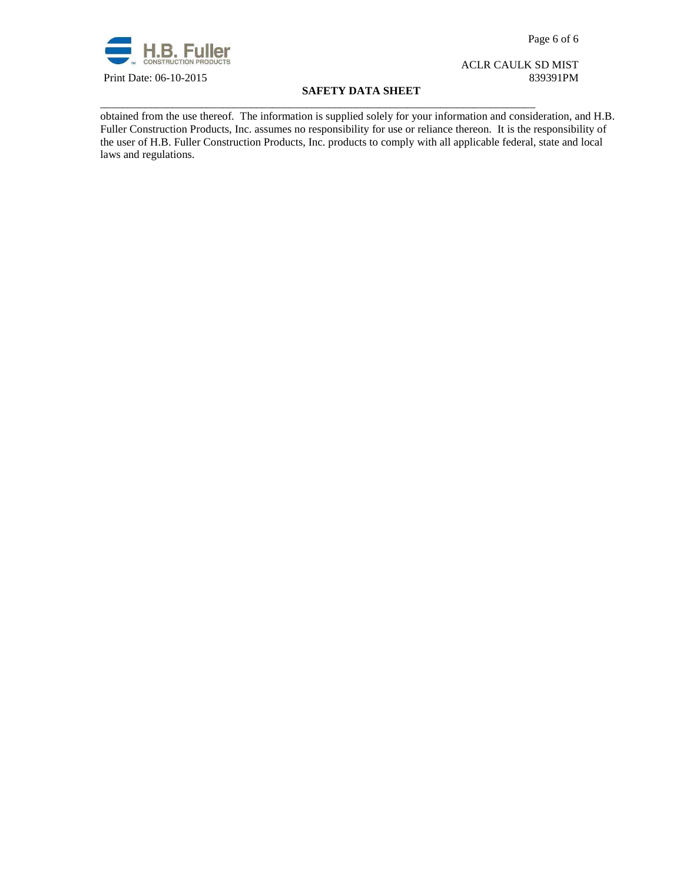obtained from the use thereof. The information is supplied solely for your information and consideration, and H.B. Fuller Construction Products, Inc. assumes no responsibility for use or reliance thereon. It is the responsibility of the user of H.B. Fuller Construction Products, Inc. products to comply with all applicable federal, state and local laws and regulations.